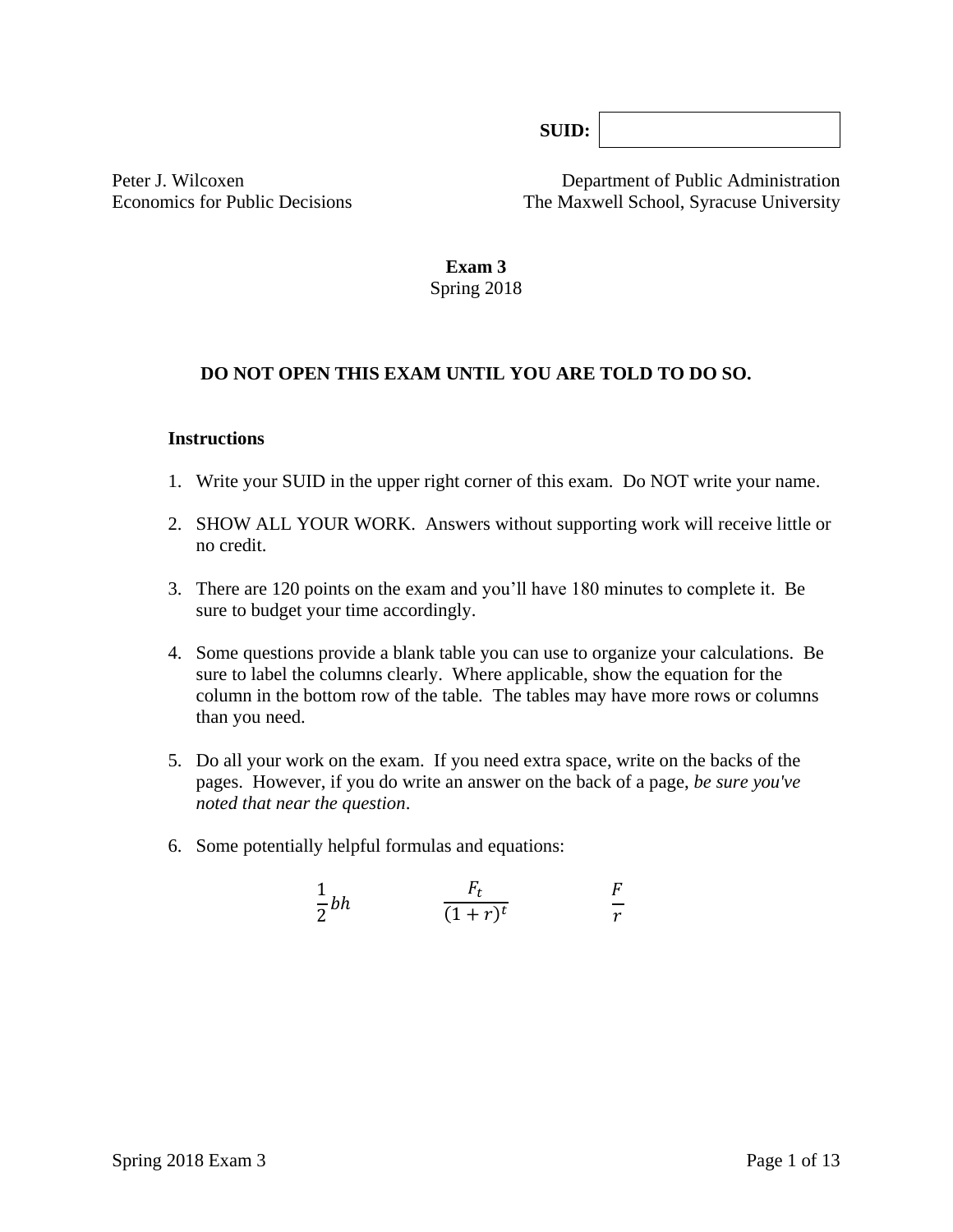**SUID:** 

Peter J. Wilcoxen
Economics for Public Decisions

Department of Public Administration
The Maxwell School, Syracuse University

# Exam 3

Spring 2018

**DO NOT OPEN THIS EXAM UNTIL YOU ARE TOLD TO DO SO.**

## Instructions

1. Write your SUID in the upper right corner of this exam. Do NOT write your name.
2. SHOW ALL YOUR WORK. Answers without supporting work will receive little or no credit.
3. There are 120 points on the exam and you'll have 180 minutes to complete it. Be sure to budget your time accordingly.
4. Some questions provide a blank table you can use to organize your calculations. Be sure to label the columns clearly. Where applicable, show the equation for the column in the bottom row of the table. The tables may have more rows or columns than you need.
5. Do all your work on the exam. If you need extra space, write on the backs of the pages. However, if you do write an answer on the back of a page, *be sure you've noted that near the question*.
6. Some potentially helpful formulas and equations:

$$\frac{1}{2}bh \qquad \frac{F_t}{(1+r)^t} \qquad \frac{F}{r}$$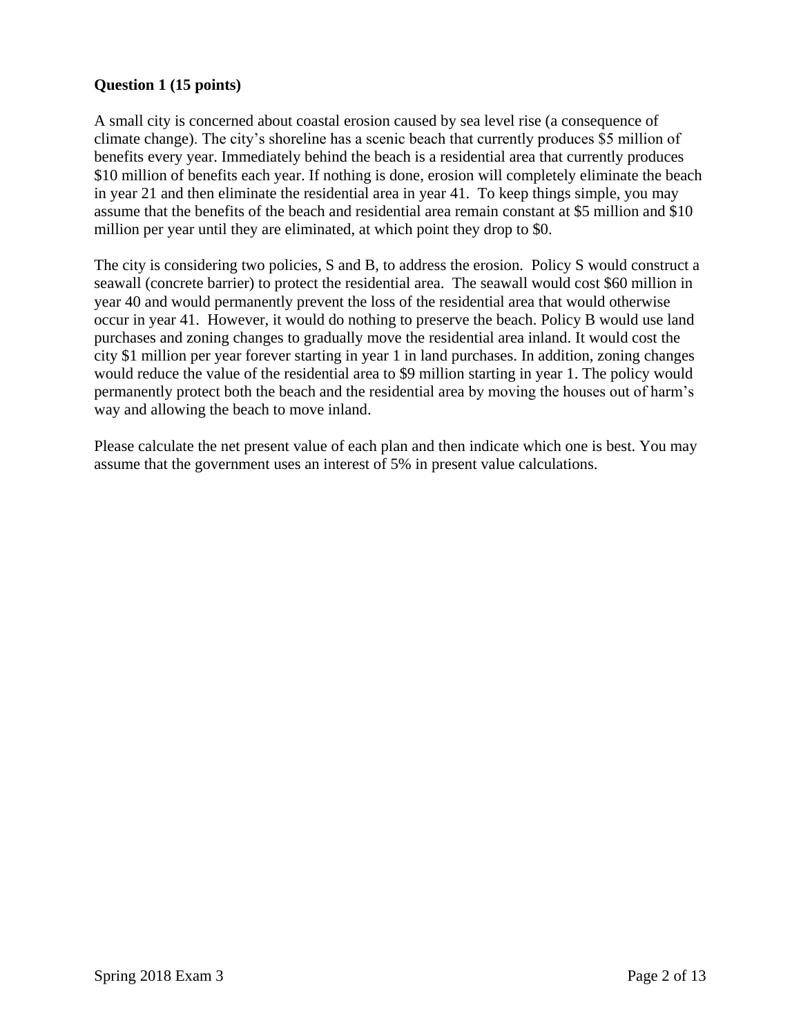**Question 1 (15 points)**

A small city is concerned about coastal erosion caused by sea level rise (a consequence of climate change). The city's shoreline has a scenic beach that currently produces $5 million of benefits every year. Immediately behind the beach is a residential area that currently produces $10 million of benefits each year. If nothing is done, erosion will completely eliminate the beach in year 21 and then eliminate the residential area in year 41. To keep things simple, you may assume that the benefits of the beach and residential area remain constant at $5 million and $10 million per year until they are eliminated, at which point they drop to $0.

The city is considering two policies, S and B, to address the erosion. Policy S would construct a seawall (concrete barrier) to protect the residential area. The seawall would cost $60 million in year 40 and would permanently prevent the loss of the residential area that would otherwise occur in year 41. However, it would do nothing to preserve the beach. Policy B would use land purchases and zoning changes to gradually move the residential area inland. It would cost the city $1 million per year forever starting in year 1 in land purchases. In addition, zoning changes would reduce the value of the residential area to $9 million starting in year 1. The policy would permanently protect both the beach and the residential area by moving the houses out of harm's way and allowing the beach to move inland.

Please calculate the net present value of each plan and then indicate which one is best. You may assume that the government uses an interest of 5% in present value calculations.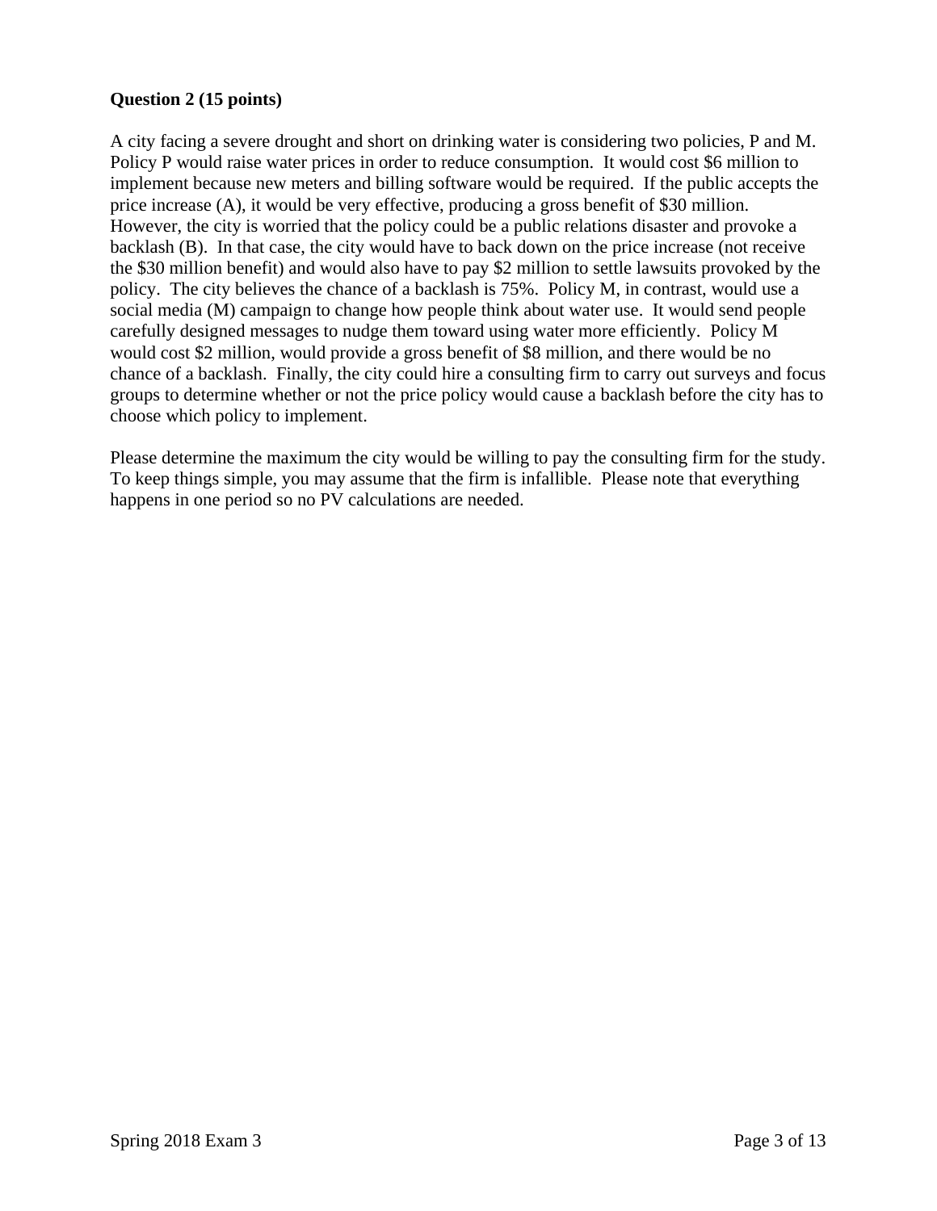**Question 2 (15 points)**

A city facing a severe drought and short on drinking water is considering two policies, P and M. Policy P would raise water prices in order to reduce consumption. It would cost $6 million to implement because new meters and billing software would be required. If the public accepts the price increase (A), it would be very effective, producing a gross benefit of $30 million. However, the city is worried that the policy could be a public relations disaster and provoke a backlash (B). In that case, the city would have to back down on the price increase (not receive the $30 million benefit) and would also have to pay $2 million to settle lawsuits provoked by the policy. The city believes the chance of a backlash is 75%. Policy M, in contrast, would use a social media (M) campaign to change how people think about water use. It would send people carefully designed messages to nudge them toward using water more efficiently. Policy M would cost $2 million, would provide a gross benefit of $8 million, and there would be no chance of a backlash. Finally, the city could hire a consulting firm to carry out surveys and focus groups to determine whether or not the price policy would cause a backlash before the city has to choose which policy to implement.

Please determine the maximum the city would be willing to pay the consulting firm for the study. To keep things simple, you may assume that the firm is infallible. Please note that everything happens in one period so no PV calculations are needed.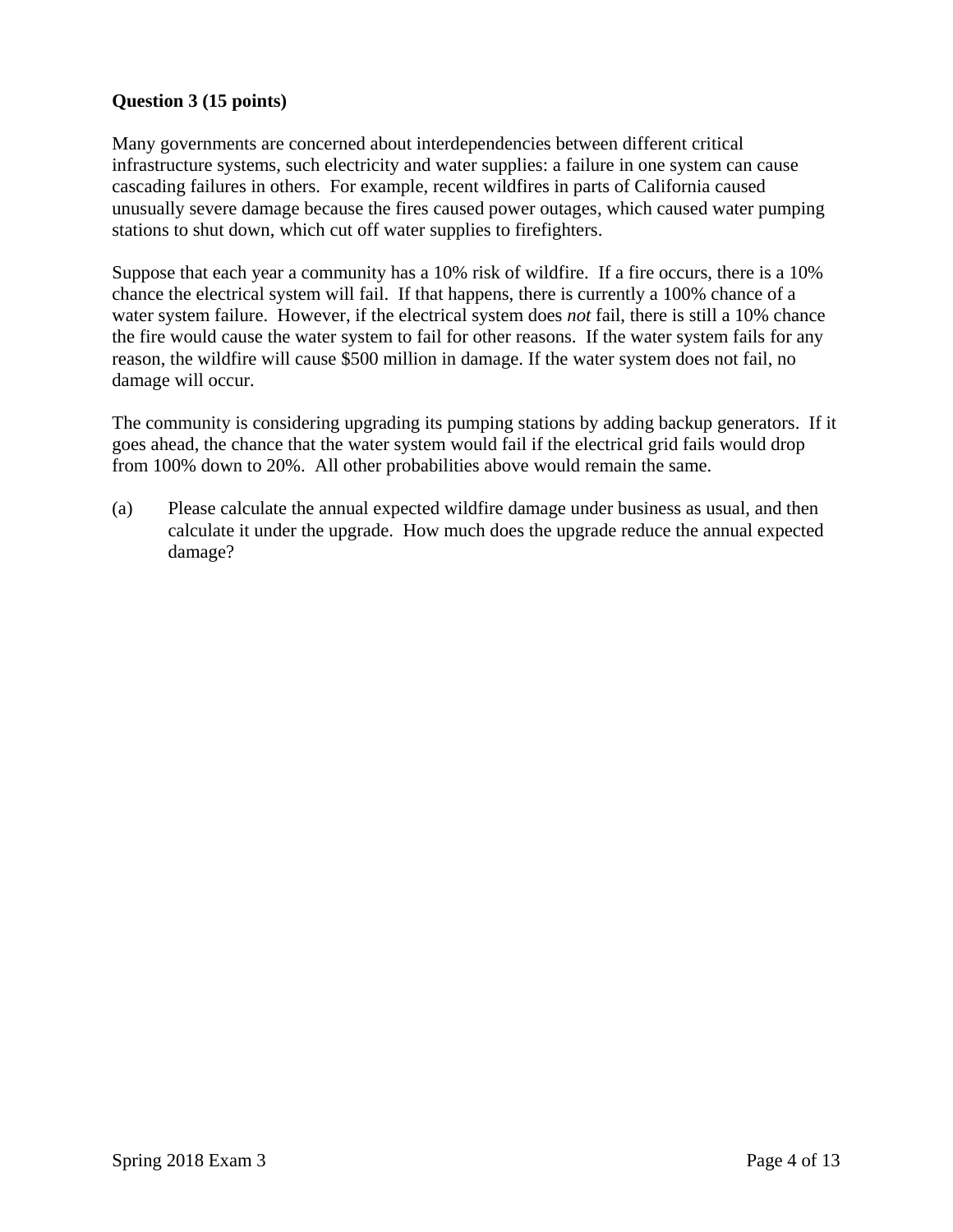**Question 3 (15 points)**

Many governments are concerned about interdependencies between different critical infrastructure systems, such electricity and water supplies: a failure in one system can cause cascading failures in others. For example, recent wildfires in parts of California caused unusually severe damage because the fires caused power outages, which caused water pumping stations to shut down, which cut off water supplies to firefighters.

Suppose that each year a community has a 10% risk of wildfire. If a fire occurs, there is a 10% chance the electrical system will fail. If that happens, there is currently a 100% chance of a water system failure. However, if the electrical system does *not* fail, there is still a 10% chance the fire would cause the water system to fail for other reasons. If the water system fails for any reason, the wildfire will cause $500 million in damage. If the water system does not fail, no damage will occur.

The community is considering upgrading its pumping stations by adding backup generators. If it goes ahead, the chance that the water system would fail if the electrical grid fails would drop from 100% down to 20%. All other probabilities above would remain the same.

(a) Please calculate the annual expected wildfire damage under business as usual, and then calculate it under the upgrade. How much does the upgrade reduce the annual expected damage?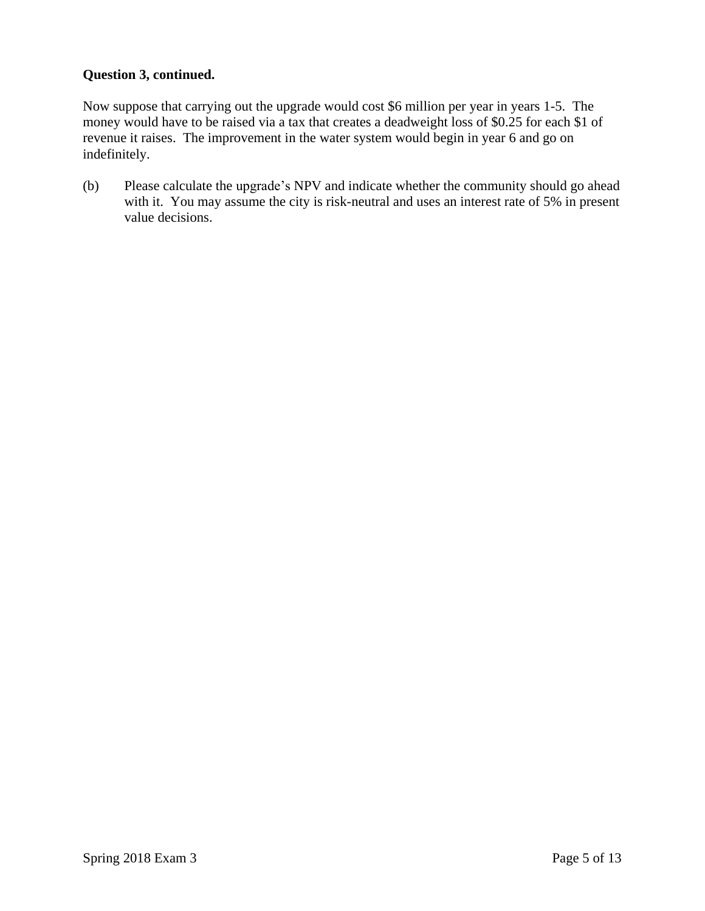**Question 3, continued.**

Now suppose that carrying out the upgrade would cost $6 million per year in years 1-5. The money would have to be raised via a tax that creates a deadweight loss of $0.25 for each $1 of revenue it raises. The improvement in the water system would begin in year 6 and go on indefinitely.

(b) Please calculate the upgrade's NPV and indicate whether the community should go ahead with it. You may assume the city is risk-neutral and uses an interest rate of 5% in present value decisions.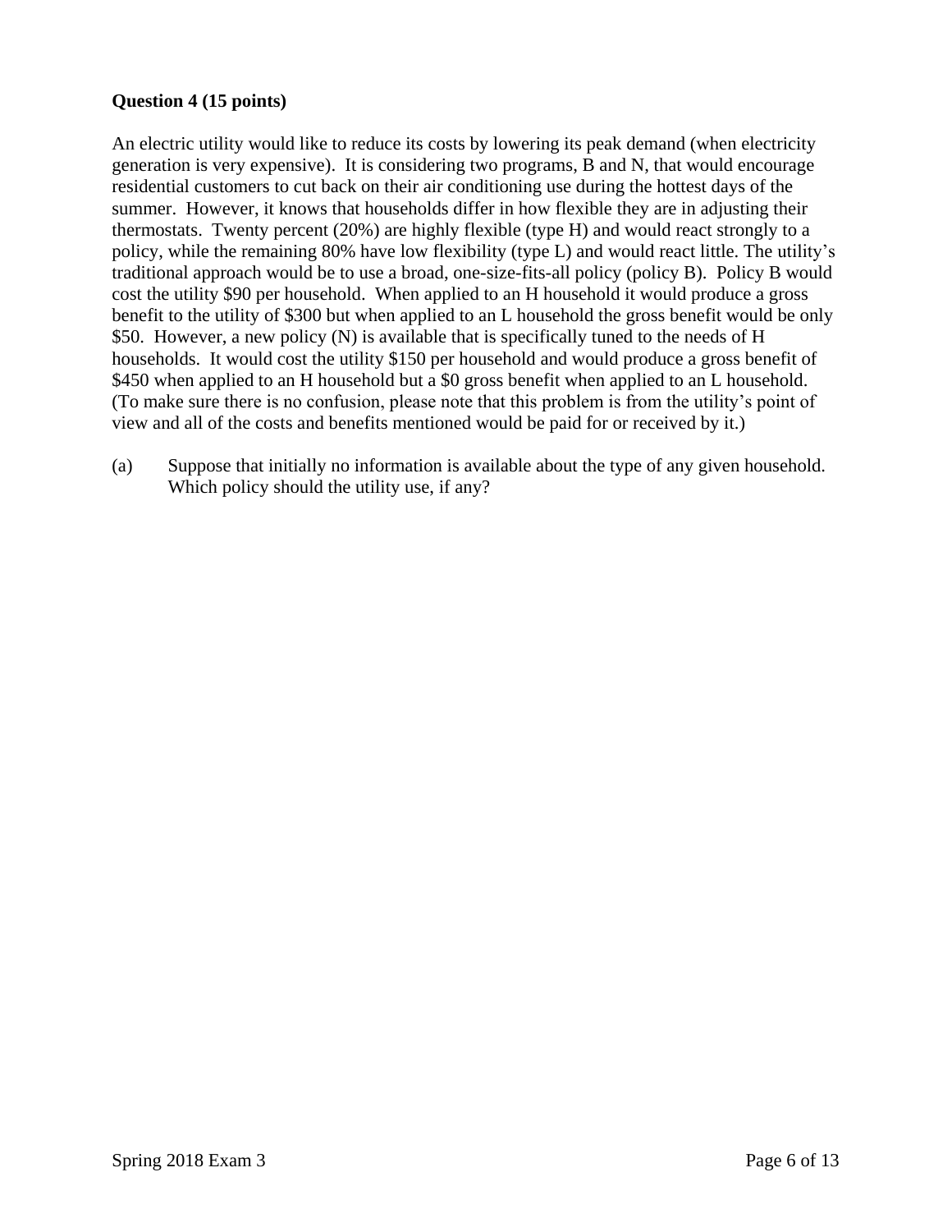**Question 4 (15 points)**

An electric utility would like to reduce its costs by lowering its peak demand (when electricity generation is very expensive). It is considering two programs, B and N, that would encourage residential customers to cut back on their air conditioning use during the hottest days of the summer. However, it knows that households differ in how flexible they are in adjusting their thermostats. Twenty percent (20%) are highly flexible (type H) and would react strongly to a policy, while the remaining 80% have low flexibility (type L) and would react little. The utility's traditional approach would be to use a broad, one-size-fits-all policy (policy B). Policy B would cost the utility $90 per household. When applied to an H household it would produce a gross benefit to the utility of $300 but when applied to an L household the gross benefit would be only $50. However, a new policy (N) is available that is specifically tuned to the needs of H households. It would cost the utility $150 per household and would produce a gross benefit of $450 when applied to an H household but a $0 gross benefit when applied to an L household. (To make sure there is no confusion, please note that this problem is from the utility's point of view and all of the costs and benefits mentioned would be paid for or received by it.)

(a) Suppose that initially no information is available about the type of any given household. Which policy should the utility use, if any?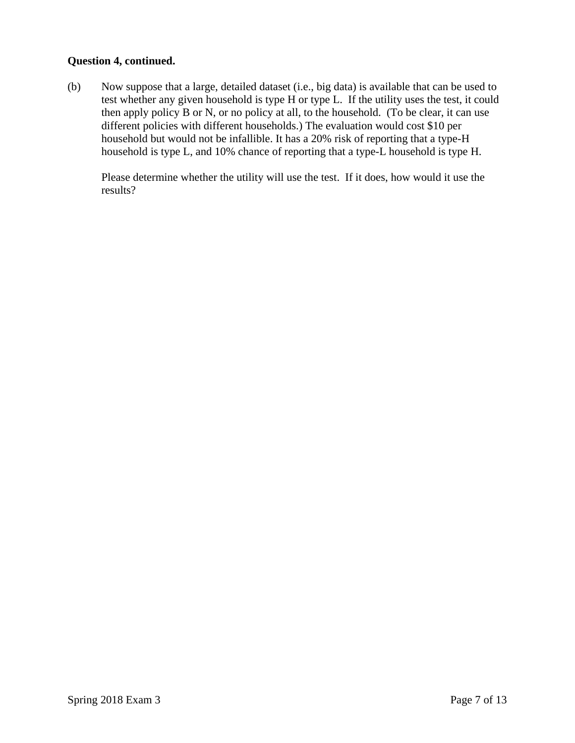**Question 4, continued.**

(b) Now suppose that a large, detailed dataset (i.e., big data) is available that can be used to test whether any given household is type H or type L. If the utility uses the test, it could then apply policy B or N, or no policy at all, to the household. (To be clear, it can use different policies with different households.) The evaluation would cost $10 per household but would not be infallible. It has a 20% risk of reporting that a type-H household is type L, and 10% chance of reporting that a type-L household is type H.

Please determine whether the utility will use the test. If it does, how would it use the results?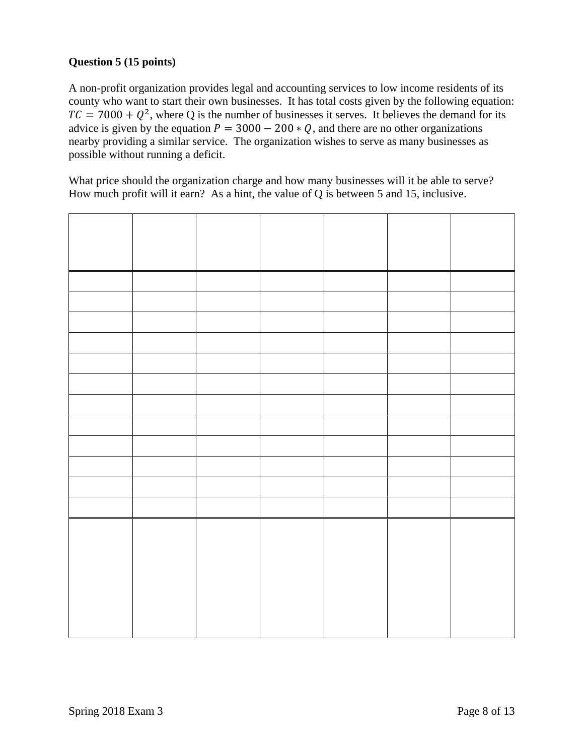**Question 5 (15 points)**

A non-profit organization provides legal and accounting services to low income residents of its county who want to start their own businesses. It has total costs given by the following equation: $TC = 7000 + Q^2$, where Q is the number of businesses it serves. It believes the demand for its advice is given by the equation $P = 3000 - 200 * Q$, and there are no other organizations nearby providing a similar service. The organization wishes to serve as many businesses as possible without running a deficit.

What price should the organization charge and how many businesses will it be able to serve? How much profit will it earn? As a hint, the value of Q is between 5 and 15, inclusive.

| | | | | | | |
|---|---|---|---|---|---|---|
| | | | | | | |
| | | | | | | |
| | | | | | | |
| | | | | | | |
| | | | | | | |
| | | | | | | |
| | | | | | | |
| | | | | | | |
| | | | | | | |
| | | | | | | |
| | | | | | | |
| | | | | | | |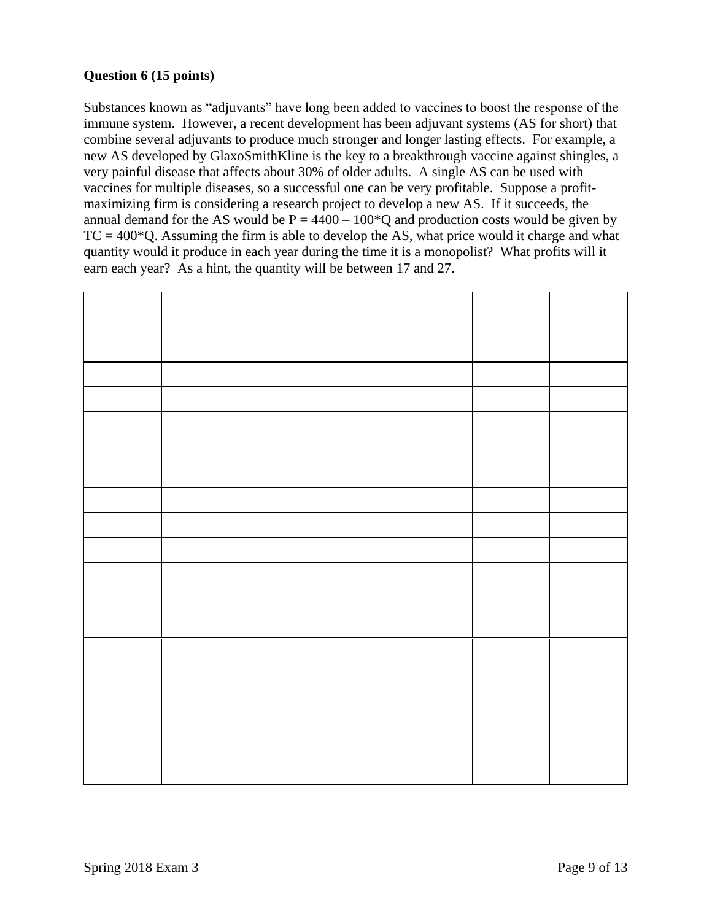**Question 6 (15 points)**

Substances known as "adjuvants" have long been added to vaccines to boost the response of the immune system. However, a recent development has been adjuvant systems (AS for short) that combine several adjuvants to produce much stronger and longer lasting effects. For example, a new AS developed by GlaxoSmithKline is the key to a breakthrough vaccine against shingles, a very painful disease that affects about 30% of older adults. A single AS can be used with vaccines for multiple diseases, so a successful one can be very profitable. Suppose a profit-maximizing firm is considering a research project to develop a new AS. If it succeeds, the annual demand for the AS would be $P = 4400 - 100*Q$ and production costs would be given by $TC = 400*Q$. Assuming the firm is able to develop the AS, what price would it charge and what quantity would it produce in each year during the time it is a monopolist? What profits will it earn each year? As a hint, the quantity will be between 17 and 27.

| | | | | | | |
|---|---|---|---|---|---|---|
| | | | | | | |
| | | | | | | |
| | | | | | | |
| | | | | | | |
| | | | | | | |
| | | | | | | |
| | | | | | | |
| | | | | | | |
| | | | | | | |
| | | | | | | |
| | | | | | | |
| | | | | | | |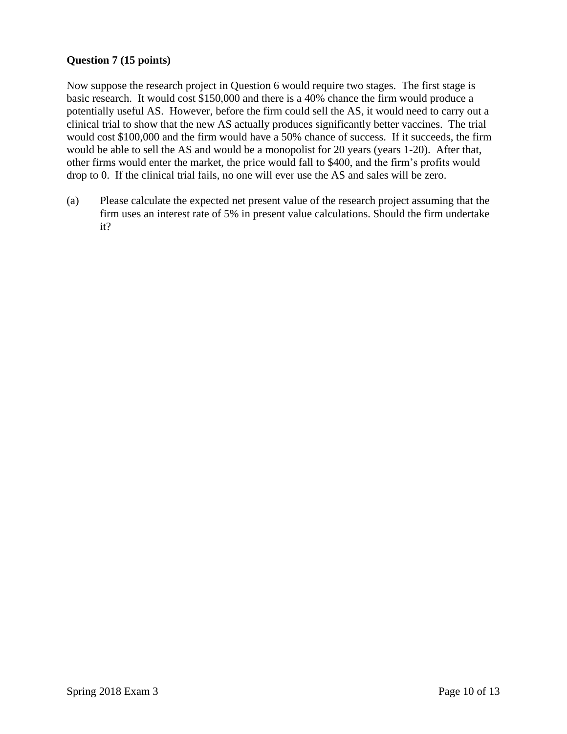**Question 7 (15 points)**

Now suppose the research project in Question 6 would require two stages. The first stage is basic research. It would cost $150,000 and there is a 40% chance the firm would produce a potentially useful AS. However, before the firm could sell the AS, it would need to carry out a clinical trial to show that the new AS actually produces significantly better vaccines. The trial would cost $100,000 and the firm would have a 50% chance of success. If it succeeds, the firm would be able to sell the AS and would be a monopolist for 20 years (years 1-20). After that, other firms would enter the market, the price would fall to $400, and the firm's profits would drop to 0. If the clinical trial fails, no one will ever use the AS and sales will be zero.

(a) Please calculate the expected net present value of the research project assuming that the firm uses an interest rate of 5% in present value calculations. Should the firm undertake it?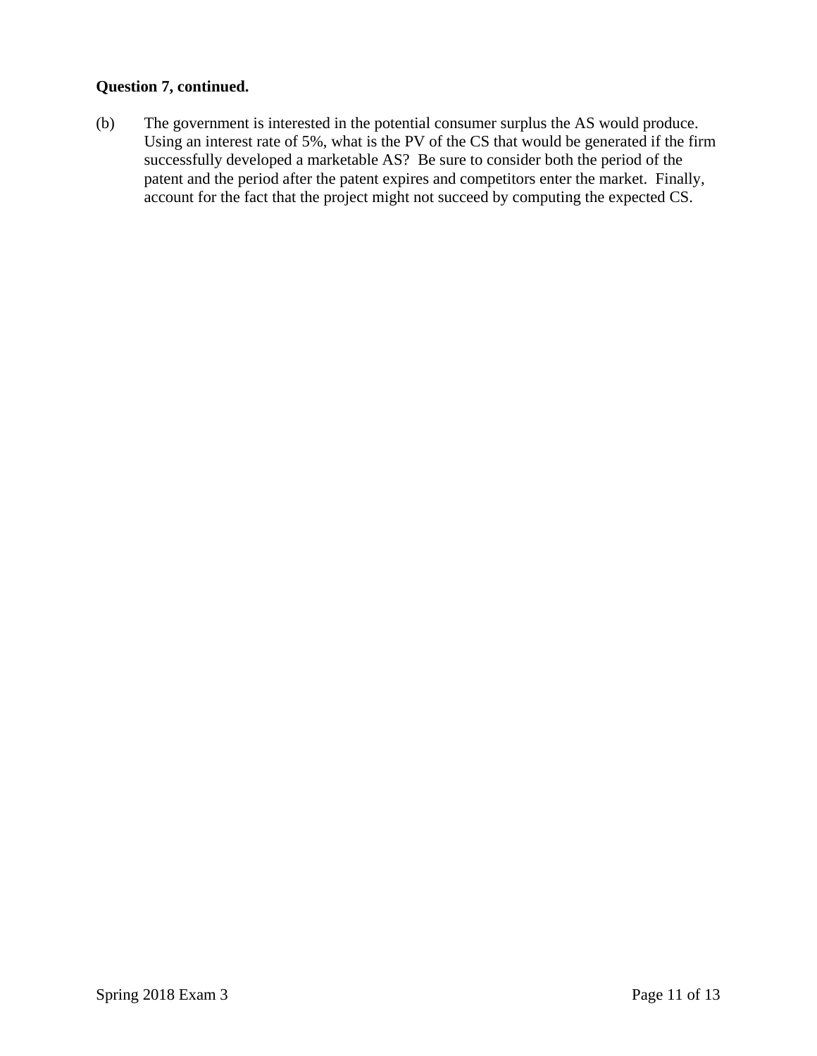**Question 7, continued.**

(b) The government is interested in the potential consumer surplus the AS would produce. Using an interest rate of 5%, what is the PV of the CS that would be generated if the firm successfully developed a marketable AS? Be sure to consider both the period of the patent and the period after the patent expires and competitors enter the market. Finally, account for the fact that the project might not succeed by computing the expected CS.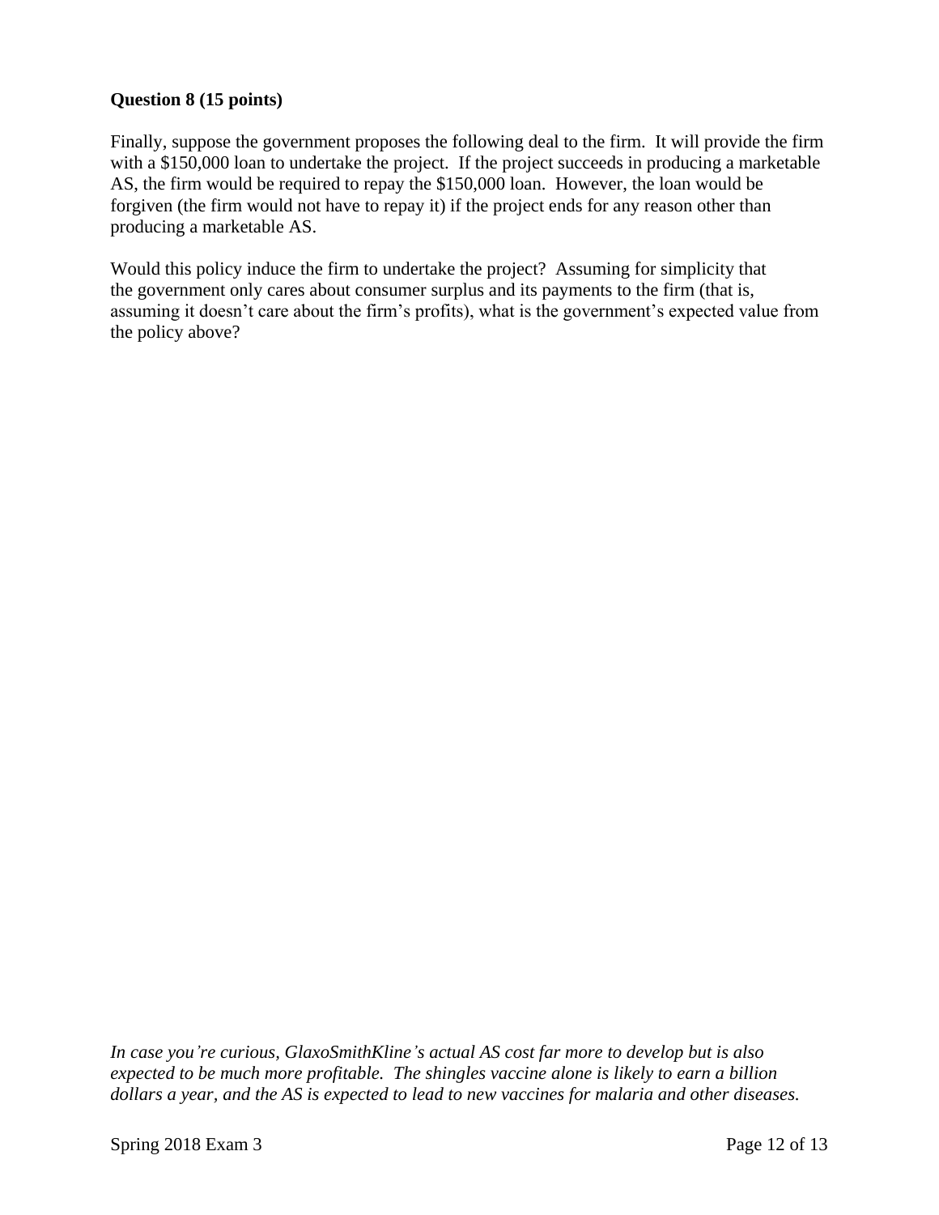**Question 8 (15 points)**

Finally, suppose the government proposes the following deal to the firm. It will provide the firm with a $150,000 loan to undertake the project. If the project succeeds in producing a marketable AS, the firm would be required to repay the $150,000 loan. However, the loan would be forgiven (the firm would not have to repay it) if the project ends for any reason other than producing a marketable AS.

Would this policy induce the firm to undertake the project? Assuming for simplicity that the government only cares about consumer surplus and its payments to the firm (that is, assuming it doesn't care about the firm's profits), what is the government's expected value from the policy above?

*In case you're curious, GlaxoSmithKline's actual AS cost far more to develop but is also expected to be much more profitable. The shingles vaccine alone is likely to earn a billion dollars a year, and the AS is expected to lead to new vaccines for malaria and other diseases.*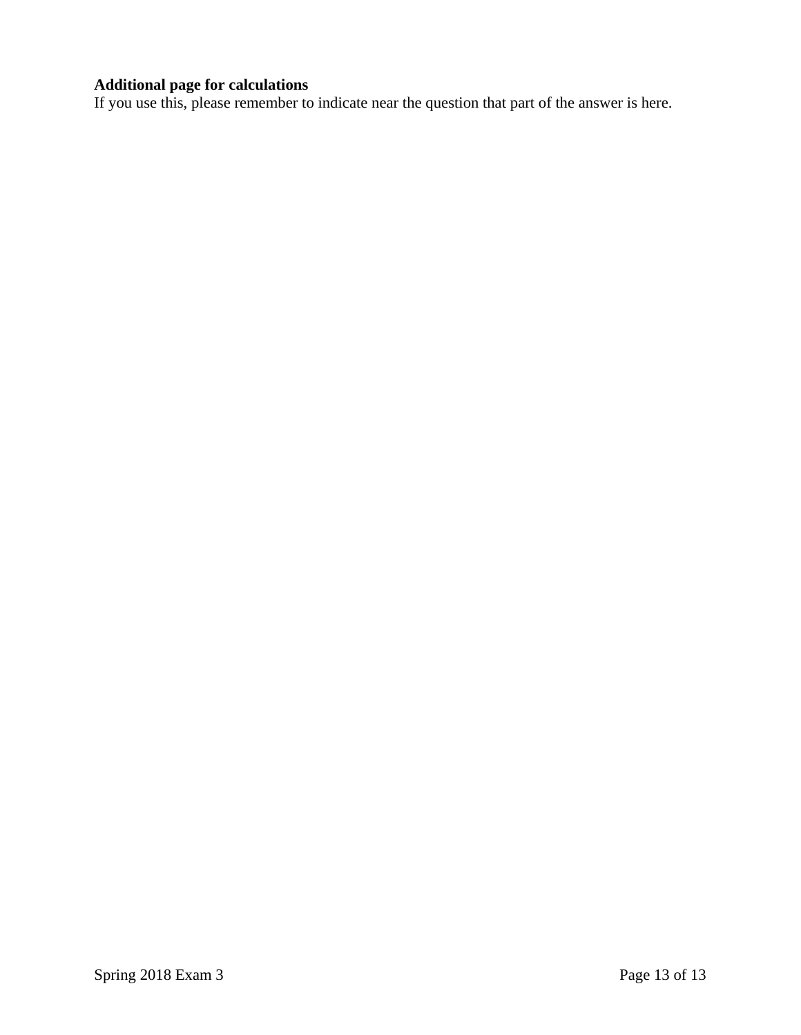**Additional page for calculations**

If you use this, please remember to indicate near the question that part of the answer is here.